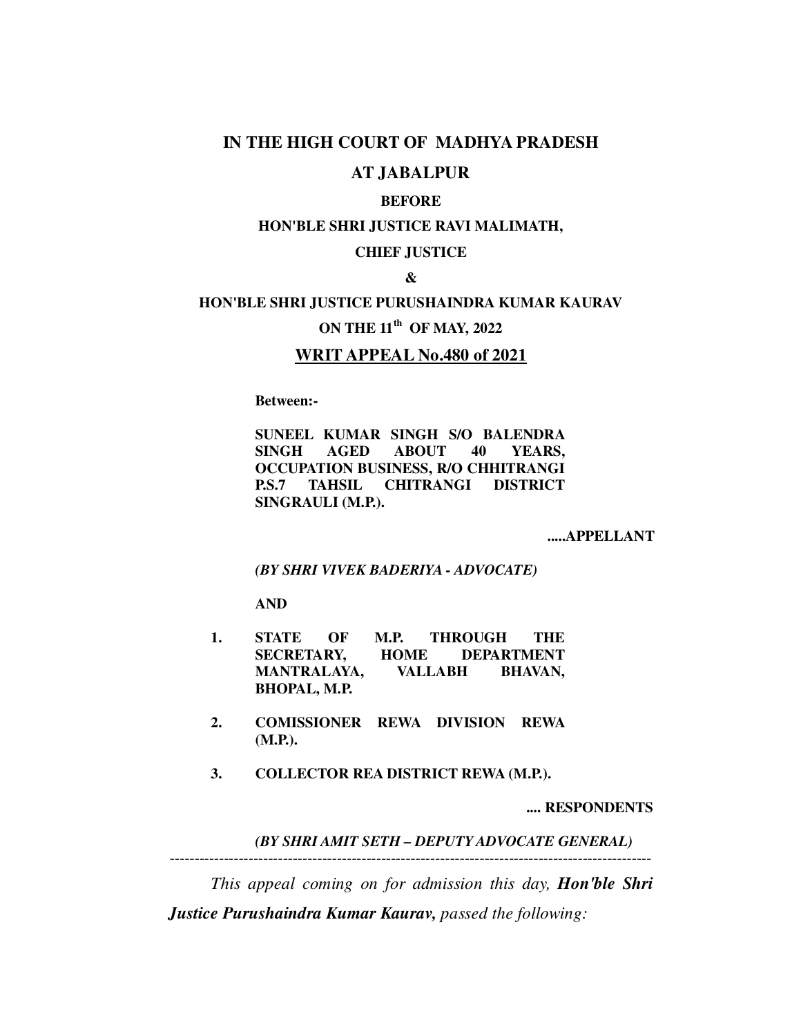**IN THE HIGH COURT OF MADHYA PRADESH**

**AT JABALPUR**

**BEFORE**

**HON'BLE SHRI JUSTICE RAVI MALIMATH,**

**CHIEF JUSTICE**

**&**

**HON'BLE SHRI JUSTICE PURUSHAINDRA KUMAR KAURAV**

**ON THE 11th OF MAY, 2022**

**WRIT APPEAL No.480 of 2021**

**Between:-**

**SUNEEL KUMAR SINGH S/O BALENDRA SINGH AGED ABOUT 40 YEARS, OCCUPATION BUSINESS, R/O CHHITRANGI P.S.7 TAHSIL CHITRANGI DISTRICT SINGRAULI (M.P.).**

**.....APPELLANT**

***(BY SHRI VIVEK BADERIYA - ADVOCATE)***

**AND**

1. **STATE OF M.P. THROUGH THE SECRETARY, HOME DEPARTMENT MANTRALAYA, VALLABH BHAVAN, BHOPAL, M.P.**
2. **COMISSIONER REWA DIVISION REWA (M.P.).**
3. **COLLECTOR REA DISTRICT REWA (M.P.).**

**.... RESPONDENTS**

***(BY SHRI AMIT SETH – DEPUTY ADVOCATE GENERAL)***

---

*This appeal coming on for admission this day,* ***Hon'ble Shri Justice Purushaindra Kumar Kaurav,*** *passed the following:*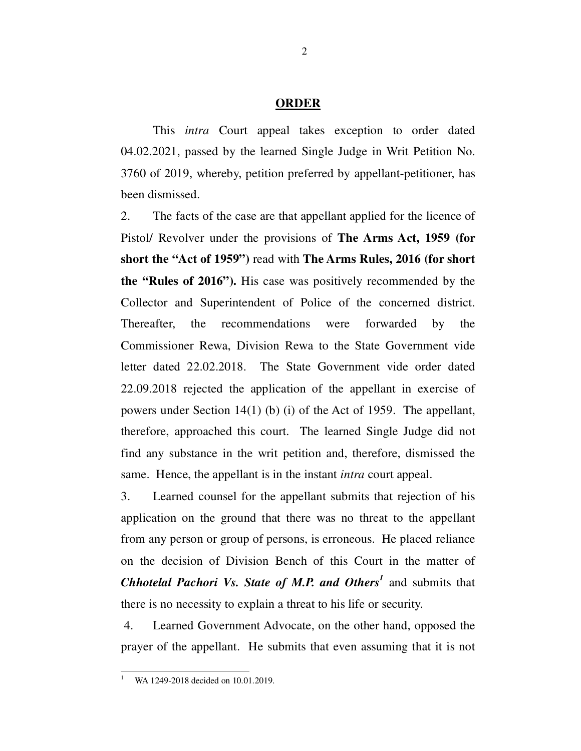## ORDER

This *intra* Court appeal takes exception to order dated 04.02.2021, passed by the learned Single Judge in Writ Petition No. 3760 of 2019, whereby, petition preferred by appellant-petitioner, has been dismissed.

2. The facts of the case are that appellant applied for the licence of Pistol/ Revolver under the provisions of **The Arms Act, 1959 (for short the "Act of 1959")** read with **The Arms Rules, 2016 (for short the "Rules of 2016").** His case was positively recommended by the Collector and Superintendent of Police of the concerned district. Thereafter, the recommendations were forwarded by the Commissioner Rewa, Division Rewa to the State Government vide letter dated 22.02.2018. The State Government vide order dated 22.09.2018 rejected the application of the appellant in exercise of powers under Section 14(1) (b) (i) of the Act of 1959. The appellant, therefore, approached this court. The learned Single Judge did not find any substance in the writ petition and, therefore, dismissed the same. Hence, the appellant is in the instant *intra* court appeal.

3. Learned counsel for the appellant submits that rejection of his application on the ground that there was no threat to the appellant from any person or group of persons, is erroneous. He placed reliance on the decision of Division Bench of this Court in the matter of ***Chhotelal Pachori Vs. State of M.P. and Others***[1] and submits that there is no necessity to explain a threat to his life or security.

4. Learned Government Advocate, on the other hand, opposed the prayer of the appellant. He submits that even assuming that it is not

[1] WA 1249-2018 decided on 10.01.2019.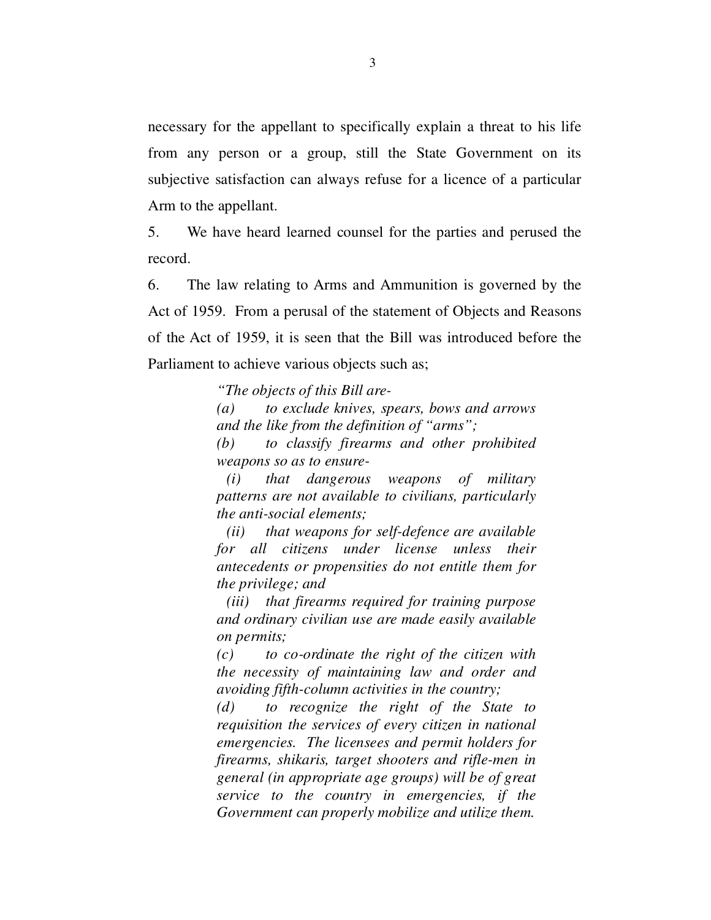necessary for the appellant to specifically explain a threat to his life from any person or a group, still the State Government on its subjective satisfaction can always refuse for a licence of a particular Arm to the appellant.

5. We have heard learned counsel for the parties and perused the record.

6. The law relating to Arms and Ammunition is governed by the Act of 1959. From a perusal of the statement of Objects and Reasons of the Act of 1959, it is seen that the Bill was introduced before the Parliament to achieve various objects such as;

> *"The objects of this Bill are-*
>
> *(a) to exclude knives, spears, bows and arrows and the like from the definition of "arms";*
>
> *(b) to classify firearms and other prohibited weapons so as to ensure-*
>
> *(i) that dangerous weapons of military patterns are not available to civilians, particularly the anti-social elements;*
>
> *(ii) that weapons for self-defence are available for all citizens under license unless their antecedents or propensities do not entitle them for the privilege; and*
>
> *(iii) that firearms required for training purpose and ordinary civilian use are made easily available on permits;*
>
> *(c) to co-ordinate the right of the citizen with the necessity of maintaining law and order and avoiding fifth-column activities in the country;*
>
> *(d) to recognize the right of the State to requisition the services of every citizen in national emergencies. The licensees and permit holders for firearms, shikaris, target shooters and rifle-men in general (in appropriate age groups) will be of great service to the country in emergencies, if the Government can properly mobilize and utilize them.*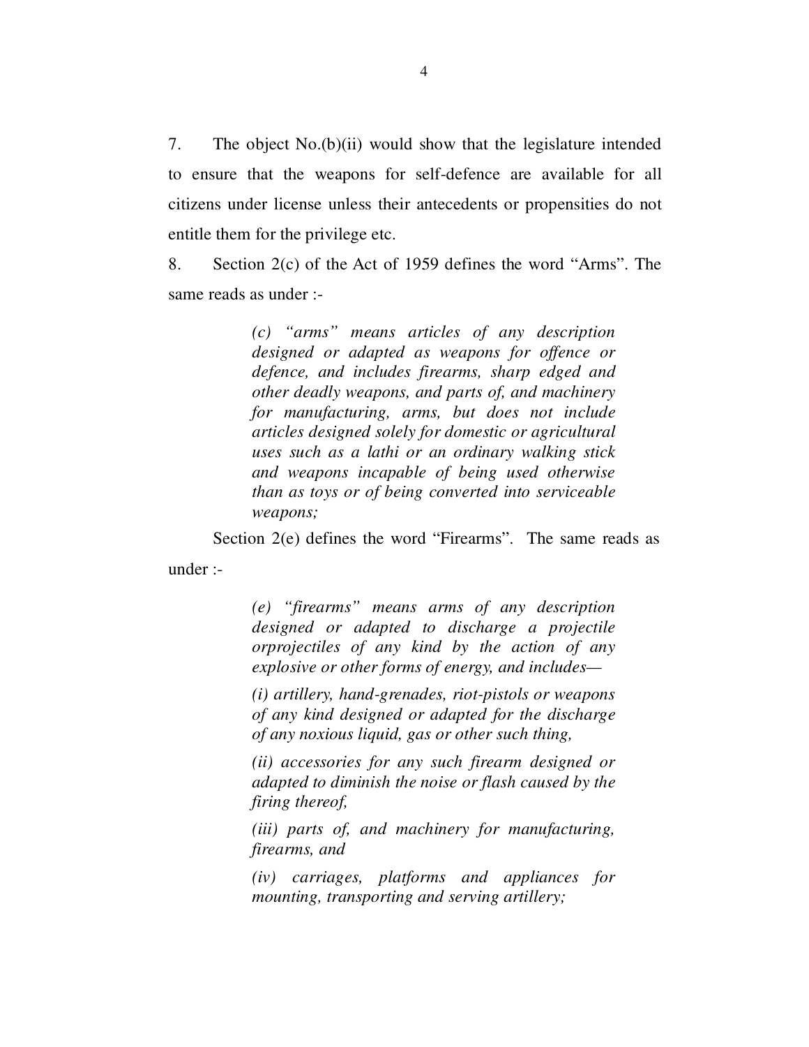7. The object No.(b)(ii) would show that the legislature intended to ensure that the weapons for self-defence are available for all citizens under license unless their antecedents or propensities do not entitle them for the privilege etc.

8. Section 2(c) of the Act of 1959 defines the word "Arms". The same reads as under :-

> *(c) "arms" means articles of any description designed or adapted as weapons for offence or defence, and includes firearms, sharp edged and other deadly weapons, and parts of, and machinery for manufacturing, arms, but does not include articles designed solely for domestic or agricultural uses such as a lathi or an ordinary walking stick and weapons incapable of being used otherwise than as toys or of being converted into serviceable weapons;*

Section 2(e) defines the word "Firearms". The same reads as under :-

> *(e) "firearms" means arms of any description designed or adapted to discharge a projectile orprojectiles of any kind by the action of any explosive or other forms of energy, and includes—*
>
> *(i) artillery, hand-grenades, riot-pistols or weapons of any kind designed or adapted for the discharge of any noxious liquid, gas or other such thing,*
>
> *(ii) accessories for any such firearm designed or adapted to diminish the noise or flash caused by the firing thereof,*
>
> *(iii) parts of, and machinery for manufacturing, firearms, and*
>
> *(iv) carriages, platforms and appliances for mounting, transporting and serving artillery;*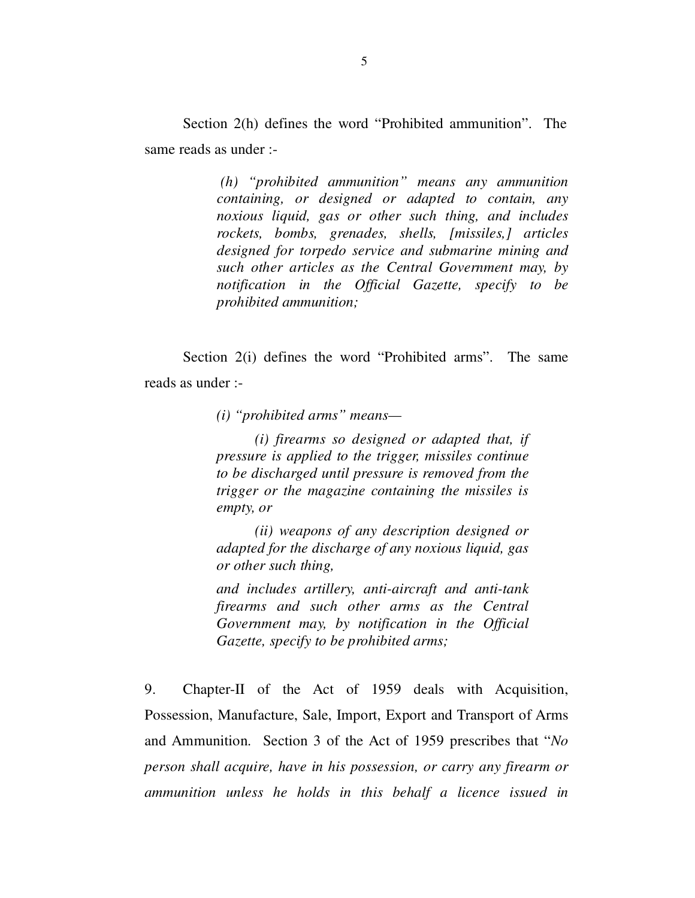Section 2(h) defines the word "Prohibited ammunition". The same reads as under :-

> *(h) "prohibited ammunition" means any ammunition containing, or designed or adapted to contain, any noxious liquid, gas or other such thing, and includes rockets, bombs, grenades, shells, [missiles,] articles designed for torpedo service and submarine mining and such other articles as the Central Government may, by notification in the Official Gazette, specify to be prohibited ammunition;*

Section 2(i) defines the word "Prohibited arms". The same reads as under :-

> *(i) "prohibited arms" means—*
>
> *(i) firearms so designed or adapted that, if pressure is applied to the trigger, missiles continue to be discharged until pressure is removed from the trigger or the magazine containing the missiles is empty, or*
>
> *(ii) weapons of any description designed or adapted for the discharge of any noxious liquid, gas or other such thing,*
>
> *and includes artillery, anti-aircraft and anti-tank firearms and such other arms as the Central Government may, by notification in the Official Gazette, specify to be prohibited arms;*

9. Chapter-II of the Act of 1959 deals with Acquisition, Possession, Manufacture, Sale, Import, Export and Transport of Arms and Ammunition. Section 3 of the Act of 1959 prescribes that "*No person shall acquire, have in his possession, or carry any firearm or ammunition unless he holds in this behalf a licence issued in*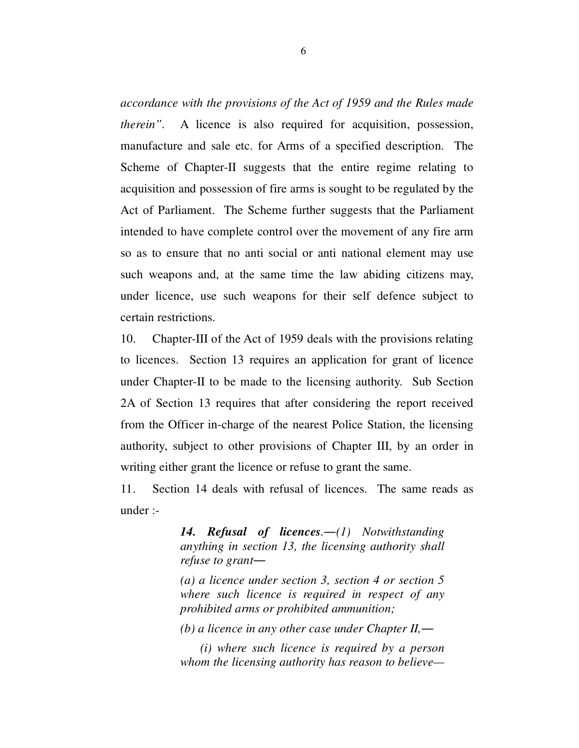*accordance with the provisions of the Act of 1959 and the Rules made therein".* A licence is also required for acquisition, possession, manufacture and sale etc. for Arms of a specified description. The Scheme of Chapter-II suggests that the entire regime relating to acquisition and possession of fire arms is sought to be regulated by the Act of Parliament. The Scheme further suggests that the Parliament intended to have complete control over the movement of any fire arm so as to ensure that no anti social or anti national element may use such weapons and, at the same time the law abiding citizens may, under licence, use such weapons for their self defence subject to certain restrictions.

10. Chapter-III of the Act of 1959 deals with the provisions relating to licences. Section 13 requires an application for grant of licence under Chapter-II to be made to the licensing authority. Sub Section 2A of Section 13 requires that after considering the report received from the Officer in-charge of the nearest Police Station, the licensing authority, subject to other provisions of Chapter III, by an order in writing either grant the licence or refuse to grant the same.

11. Section 14 deals with refusal of licences. The same reads as under :-

> ***14. Refusal of licences.***—*(1) Notwithstanding anything in section 13, the licensing authority shall refuse to grant*—
>
> *(a) a licence under section 3, section 4 or section 5 where such licence is required in respect of any prohibited arms or prohibited ammunition;*
>
> *(b) a licence in any other case under Chapter II,*—
>
> *(i) where such licence is required by a person whom the licensing authority has reason to believe*—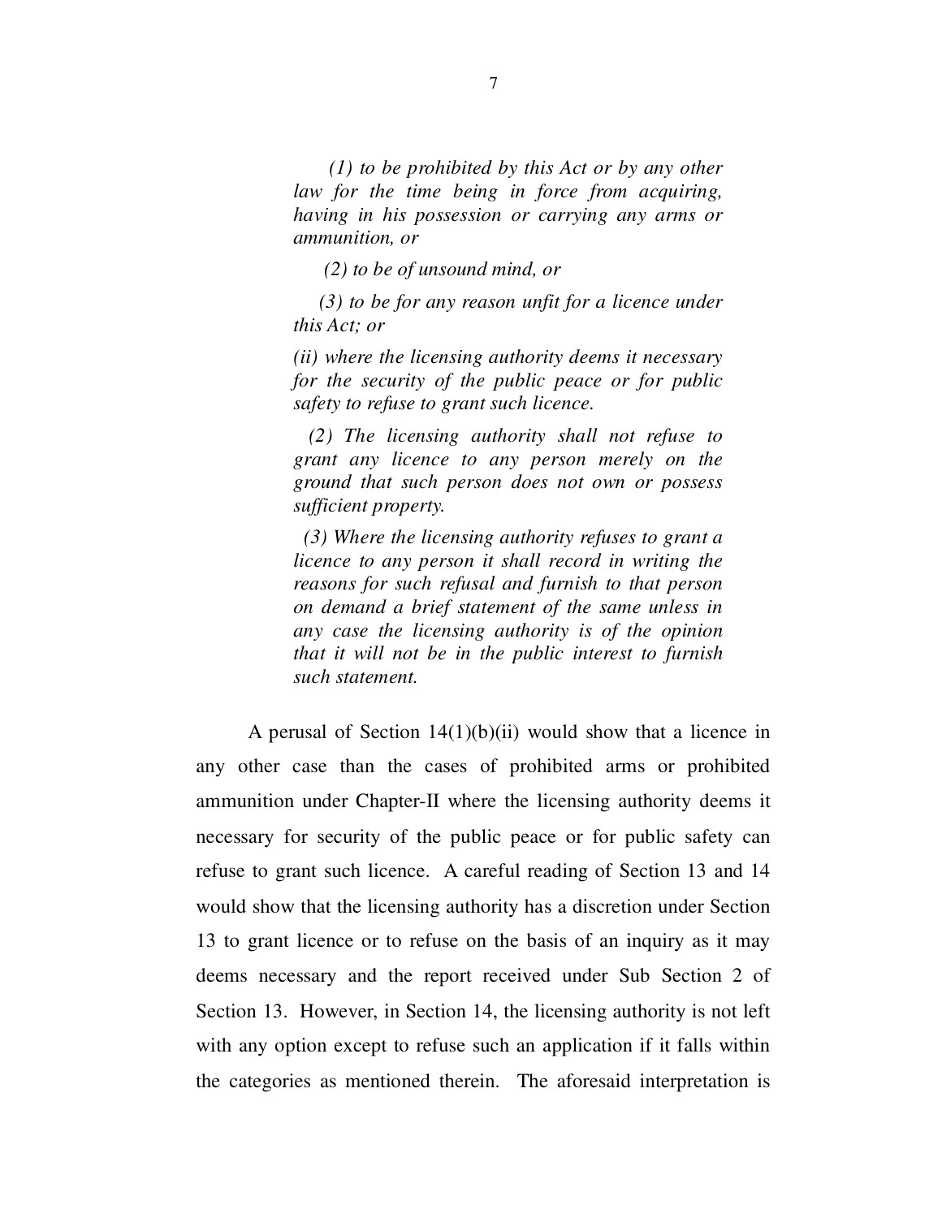*(1) to be prohibited by this Act or by any other law for the time being in force from acquiring, having in his possession or carrying any arms or ammunition, or*

*(2) to be of unsound mind, or*

*(3) to be for any reason unfit for a licence under this Act; or*

*(ii) where the licensing authority deems it necessary for the security of the public peace or for public safety to refuse to grant such licence.*

*(2) The licensing authority shall not refuse to grant any licence to any person merely on the ground that such person does not own or possess sufficient property.*

*(3) Where the licensing authority refuses to grant a licence to any person it shall record in writing the reasons for such refusal and furnish to that person on demand a brief statement of the same unless in any case the licensing authority is of the opinion that it will not be in the public interest to furnish such statement.*

A perusal of Section 14(1)(b)(ii) would show that a licence in any other case than the cases of prohibited arms or prohibited ammunition under Chapter-II where the licensing authority deems it necessary for security of the public peace or for public safety can refuse to grant such licence. A careful reading of Section 13 and 14 would show that the licensing authority has a discretion under Section 13 to grant licence or to refuse on the basis of an inquiry as it may deems necessary and the report received under Sub Section 2 of Section 13. However, in Section 14, the licensing authority is not left with any option except to refuse such an application if it falls within the categories as mentioned therein. The aforesaid interpretation is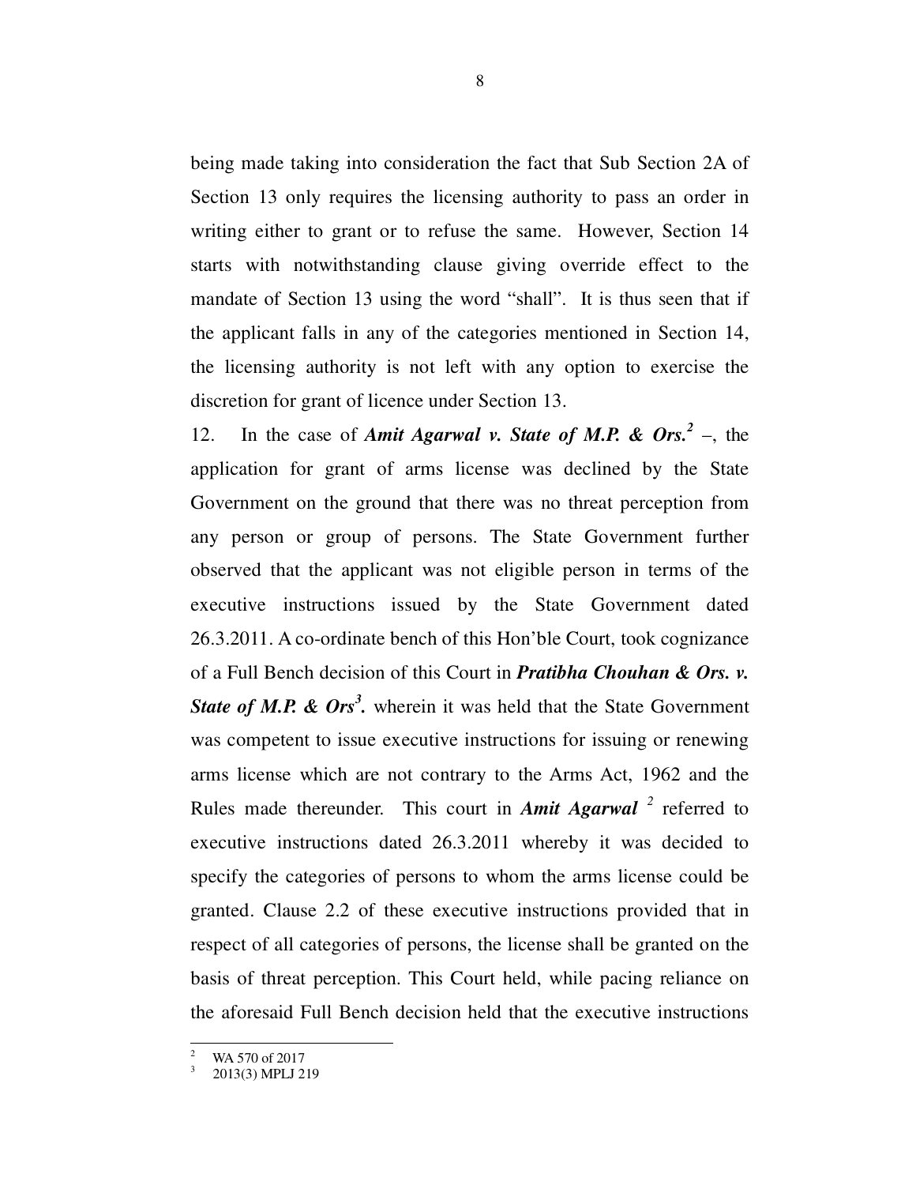being made taking into consideration the fact that Sub Section 2A of Section 13 only requires the licensing authority to pass an order in writing either to grant or to refuse the same. However, Section 14 starts with notwithstanding clause giving override effect to the mandate of Section 13 using the word "shall". It is thus seen that if the applicant falls in any of the categories mentioned in Section 14, the licensing authority is not left with any option to exercise the discretion for grant of licence under Section 13.

12. In the case of ***Amit Agarwal v. State of M.P. & Ors.***[2] –, the application for grant of arms license was declined by the State Government on the ground that there was no threat perception from any person or group of persons. The State Government further observed that the applicant was not eligible person in terms of the executive instructions issued by the State Government dated 26.3.2011. A co-ordinate bench of this Hon'ble Court, took cognizance of a Full Bench decision of this Court in ***Pratibha Chouhan & Ors. v. State of M.P. & Ors***[3]**.** wherein it was held that the State Government was competent to issue executive instructions for issuing or renewing arms license which are not contrary to the Arms Act, 1962 and the Rules made thereunder. This court in ***Amit Agarwal***[2] referred to executive instructions dated 26.3.2011 whereby it was decided to specify the categories of persons to whom the arms license could be granted. Clause 2.2 of these executive instructions provided that in respect of all categories of persons, the license shall be granted on the basis of threat perception. This Court held, while pacing reliance on the aforesaid Full Bench decision held that the executive instructions

---

[2] WA 570 of 2017

[3] 2013(3) MPLJ 219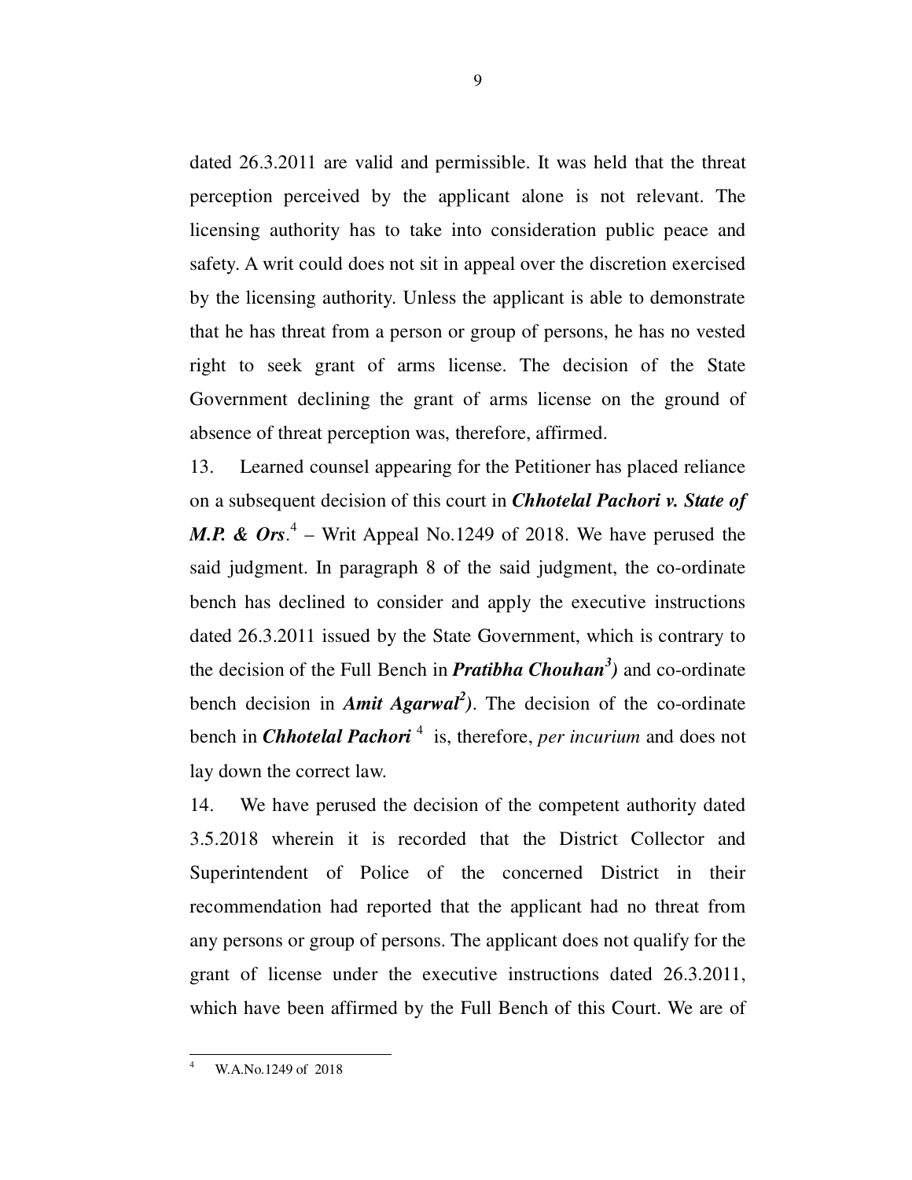dated 26.3.2011 are valid and permissible. It was held that the threat perception perceived by the applicant alone is not relevant. The licensing authority has to take into consideration public peace and safety. A writ could does not sit in appeal over the discretion exercised by the licensing authority. Unless the applicant is able to demonstrate that he has threat from a person or group of persons, he has no vested right to seek grant of arms license. The decision of the State Government declining the grant of arms license on the ground of absence of threat perception was, therefore, affirmed.

13. Learned counsel appearing for the Petitioner has placed reliance on a subsequent decision of this court in ***Chhotelal Pachori v. State of M.P. & Ors***.[4] – Writ Appeal No.1249 of 2018. We have perused the said judgment. In paragraph 8 of the said judgment, the co-ordinate bench has declined to consider and apply the executive instructions dated 26.3.2011 issued by the State Government, which is contrary to the decision of the Full Bench in ***Pratibha Chouhan[3])*** and co-ordinate bench decision in ***Amit Agarwal[2])***. The decision of the co-ordinate bench in ***Chhotelal Pachori*** [4] is, therefore, *per incurium* and does not lay down the correct law.

14. We have perused the decision of the competent authority dated 3.5.2018 wherein it is recorded that the District Collector and Superintendent of Police of the concerned District in their recommendation had reported that the applicant had no threat from any persons or group of persons. The applicant does not qualify for the grant of license under the executive instructions dated 26.3.2011, which have been affirmed by the Full Bench of this Court. We are of

---

[4] W.A.No.1249 of 2018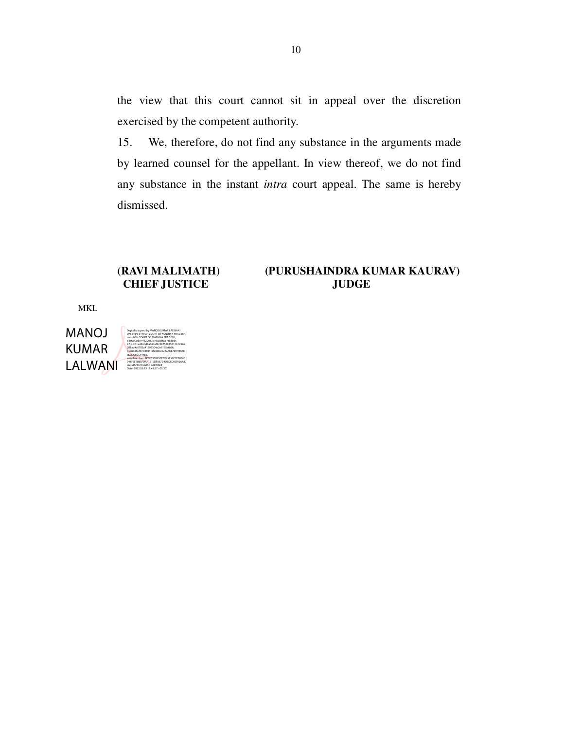the view that this court cannot sit in appeal over the discretion exercised by the competent authority.

15. We, therefore, do not find any substance in the arguments made by learned counsel for the appellant. In view thereof, we do not find any substance in the instant *intra* court appeal. The same is hereby dismissed.

**(RAVI MALIMATH)**
**CHIEF JUSTICE**

**(PURUSHAINDRA KUMAR KAURAV)**
**JUDGE**

MKL

MANOJ KUMAR LALWANI

Digitally signed by MANOJ KUMAR LALWANI
Date: 2022.06.15 11:49:57 +05'30'